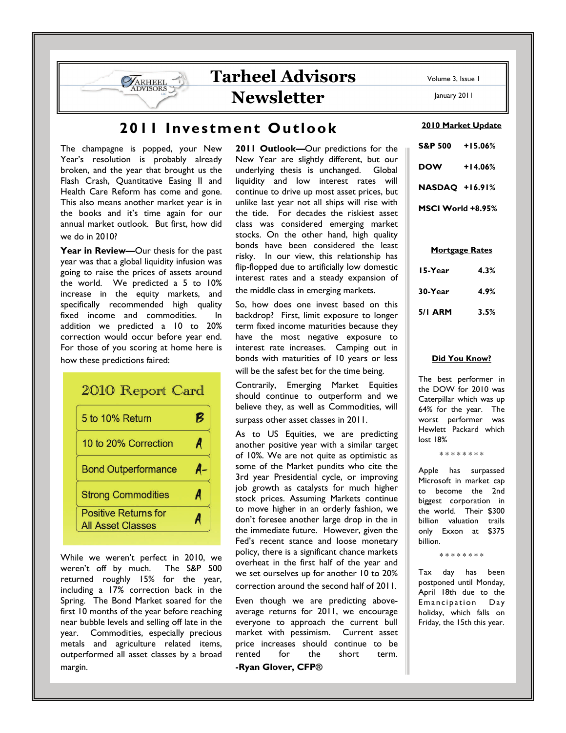# Tarheel Advisors Newsletter

Volume 3, Issue 1

January 2011

## 2011 Investment Outlook

The champagne is popped, your New Year's resolution is probably already broken, and the year that brought us the Flash Crash, Quantitative Easing II and Health Care Reform has come and gone. This also means another market year is in the books and it's time again for our annual market outlook. But first, how did we do in 2010?

**Year in Review—**Our thesis for the past year was that a global liquidity infusion was going to raise the prices of assets around the world. We predicted a 5 to 10% increase in the equity markets, and specifically recommended high quality fixed income and commodities. In addition we predicted a 10 to 20% correction would occur before year end. For those of you scoring at home here is how these predictions faired:

| 2010 Report Card | |
|---|---|
| 5 to 10% Return | B |
| 10 to 20% Correction | A |
| Bond Outperformance | A- |
| Strong Commodities | A |
| Positive Returns for All Asset Classes | A |

While we weren't perfect in 2010, we weren't off by much. The S&P 500 returned roughly 15% for the year, including a 17% correction back in the Spring. The Bond Market soared for the first 10 months of the year before reaching near bubble levels and selling off late in the year. Commodities, especially precious metals and agriculture related items, outperformed all asset classes by a broad margin.

**2011 Outlook—**Our predictions for the New Year are slightly different, but our underlying thesis is unchanged. Global liquidity and low interest rates will continue to drive up most asset prices, but unlike last year not all ships will rise with the tide. For decades the riskiest asset class was considered emerging market stocks. On the other hand, high quality bonds have been considered the least risky. In our view, this relationship has flip-flopped due to artificially low domestic interest rates and a steady expansion of the middle class in emerging markets.

So, how does one invest based on this backdrop? First, limit exposure to longer term fixed income maturities because they have the most negative exposure to interest rate increases. Camping out in bonds with maturities of 10 years or less will be the safest bet for the time being.

Contrarily, Emerging Market Equities should continue to outperform and we believe they, as well as Commodities, will surpass other asset classes in 2011.

As to US Equities, we are predicting another positive year with a similar target of 10%. We are not quite as optimistic as some of the Market pundits who cite the 3rd year Presidential cycle, or improving job growth as catalysts for much higher stock prices. Assuming Markets continue to move higher in an orderly fashion, we don't foresee another large drop in the in the immediate future. However, given the Fed's recent stance and loose monetary policy, there is a significant chance markets overheat in the first half of the year and we set ourselves up for another 10 to 20% correction around the second half of 2011.

Even though we are predicting above-average returns for 2011, we encourage everyone to approach the current bull market with pessimism. Current asset price increases should continue to be rented for the short term.

**-Ryan Glover, CFP®**

### 2010 Market Update

| | |
|---|---|
| S&P 500 | +15.06% |
| DOW | +14.06% |
| NASDAQ | +16.91% |
| MSCI World | +8.95% |

### Mortgage Rates

| | |
|---|---|
| 15-Year | 4.3% |
| 30-Year | 4.9% |
| 5/1 ARM | 3.5% |

### Did You Know?

The best performer in the DOW for 2010 was Caterpillar which was up 64% for the year. The worst performer was Hewlett Packard which lost 18%

\*\*\*\*\*\*\*\*

Apple has surpassed Microsoft in market cap to become the 2nd biggest corporation in the world. Their $300 billion valuation trails only Exxon at $375 billion.

\*\*\*\*\*\*\*\*

Tax day has been postponed until Monday, April 18th due to the Emancipation Day holiday, which falls on Friday, the 15th this year.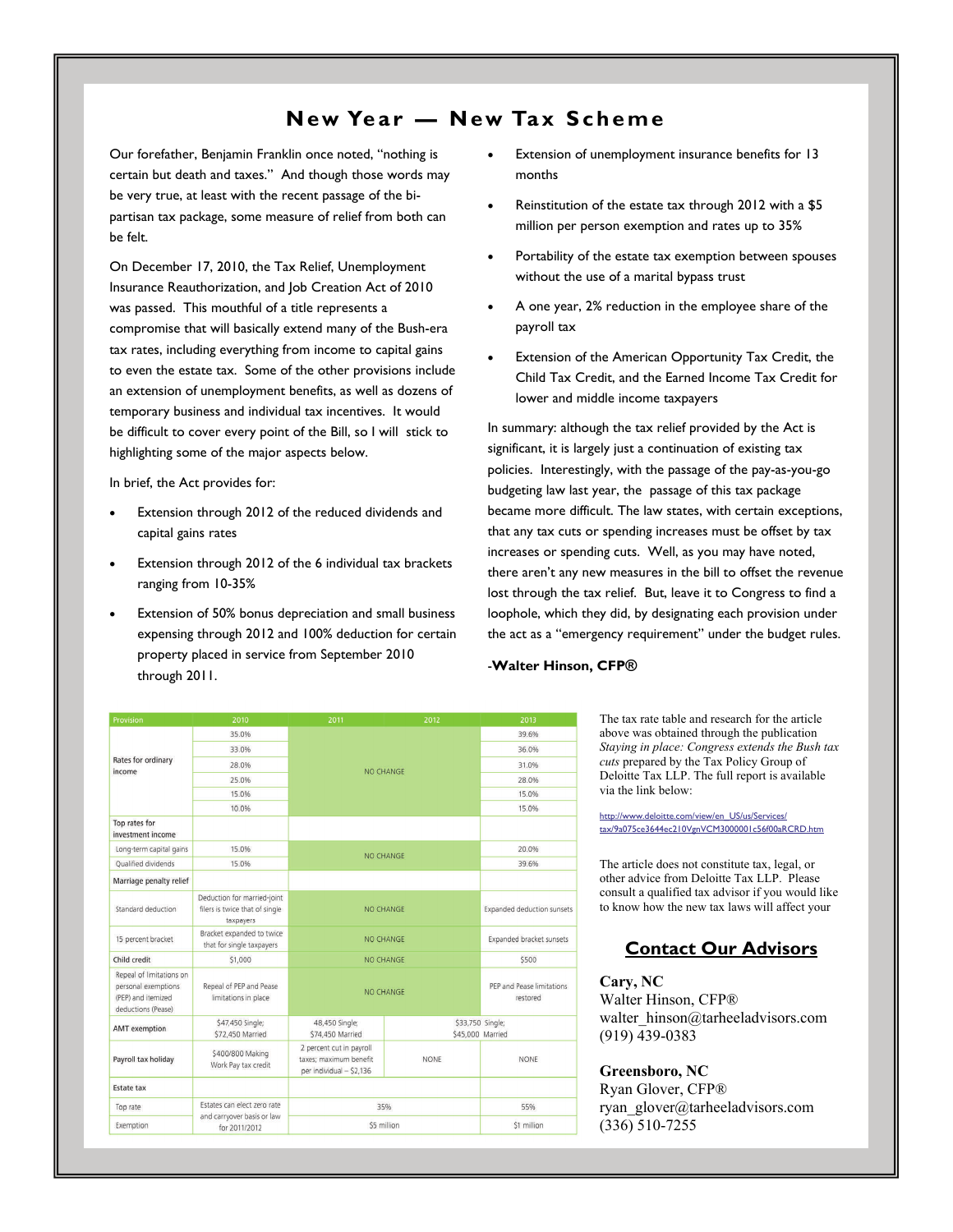# New Year — New Tax Scheme

Our forefather, Benjamin Franklin once noted, "nothing is certain but death and taxes." And though those words may be very true, at least with the recent passage of the bi-partisan tax package, some measure of relief from both can be felt.

On December 17, 2010, the Tax Relief, Unemployment Insurance Reauthorization, and Job Creation Act of 2010 was passed. This mouthful of a title represents a compromise that will basically extend many of the Bush-era tax rates, including everything from income to capital gains to even the estate tax. Some of the other provisions include an extension of unemployment benefits, as well as dozens of temporary business and individual tax incentives. It would be difficult to cover every point of the Bill, so I will stick to highlighting some of the major aspects below.

In brief, the Act provides for:

- Extension through 2012 of the reduced dividends and capital gains rates
- Extension through 2012 of the 6 individual tax brackets ranging from 10-35%
- Extension of 50% bonus depreciation and small business expensing through 2012 and 100% deduction for certain property placed in service from September 2010 through 2011.
- Extension of unemployment insurance benefits for 13 months
- Reinstitution of the estate tax through 2012 with a $5 million per person exemption and rates up to 35%
- Portability of the estate tax exemption between spouses without the use of a marital bypass trust
- A one year, 2% reduction in the employee share of the payroll tax
- Extension of the American Opportunity Tax Credit, the Child Tax Credit, and the Earned Income Tax Credit for lower and middle income taxpayers

In summary: although the tax relief provided by the Act is significant, it is largely just a continuation of existing tax policies. Interestingly, with the passage of the pay-as-you-go budgeting law last year, the passage of this tax package became more difficult. The law states, with certain exceptions, that any tax cuts or spending increases must be offset by tax increases or spending cuts. Well, as you may have noted, there aren't any new measures in the bill to offset the revenue lost through the tax relief. But, leave it to Congress to find a loophole, which they did, by designating each provision under the act as a "emergency requirement" under the budget rules.

**-Walter Hinson, CFP®**

| Provision | 2010 | 2011 | 2012 | 2013 |
|---|---|---|---|---|
| Rates for ordinary income | 35.0% | NO CHANGE | | 39.6% |
| | 33.0% | | | 36.0% |
| | 28.0% | | | 31.0% |
| | 25.0% | | | 28.0% |
| | 15.0% | | | 15.0% |
| | 10.0% | | | 15.0% |
| Top rates for investment income | | | | |
| Long-term capital gains | 15.0% | NO CHANGE | | 20.0% |
| Qualified dividends | 15.0% | | | 39.6% |
| Marriage penalty relief | | | | |
| Standard deduction | Deduction for married-joint filers is twice that of single taxpayers | NO CHANGE | | Expanded deduction sunsets |
| 15 percent bracket | Bracket expanded to twice that for single taxpayers | NO CHANGE | | Expanded bracket sunsets |
| Child credit | $1,000 | NO CHANGE | | $500 |
| Repeal of limitations on personal exemptions (PEP) and itemized deductions (Pease) | Repeal of PEP and Pease limitations in place | NO CHANGE | | PEP and Pease limitations restored |
| AMT exemption | $47,450 Single; $72,450 Married | 48,450 Single; $74,450 Married | $33,750 Single; $45,000 Married | |
| Payroll tax holiday | $400/800 Making Work Pay tax credit | 2 percent cut in payroll taxes; maximum benefit per individual – $2,136 | NONE | NONE |
| Estate tax | | | | |
| Top rate | Estates can elect zero rate and carryover basis or law for 2011/2012 | 35% | | 55% |
| Exemption | | $5 million | | $1 million |

The tax rate table and research for the article above was obtained through the publication *Staying in place: Congress extends the Bush tax cuts* prepared by the Tax Policy Group of Deloitte Tax LLP. The full report is available via the link below:

http://www.deloitte.com/view/en_US/us/Services/tax/9a075ce3644ec210VgnVCM3000001c56f00aRCRD.htm

The article does not constitute tax, legal, or other advice from Deloitte Tax LLP. Please consult a qualified tax advisor if you would like to know how the new tax laws will affect your

## Contact Our Advisors

**Cary, NC**
Walter Hinson, CFP®
walter_hinson@tarheeladvisors.com
(919) 439-0383

**Greensboro, NC**
Ryan Glover, CFP®
ryan_glover@tarheeladvisors.com
(336) 510-7255